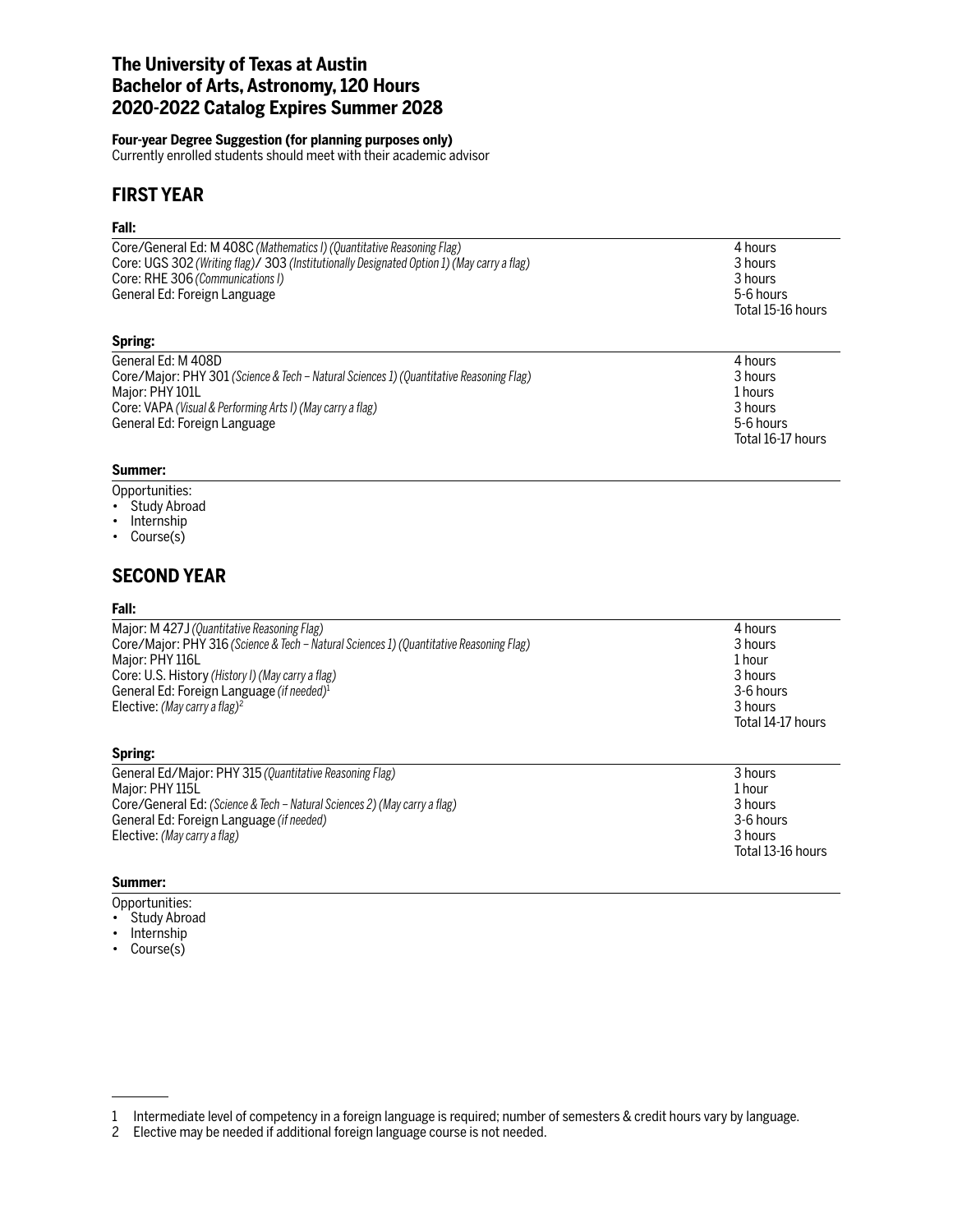# The University of Texas at Austin
# Bachelor of Arts, Astronomy, 120 Hours
# 2020-2022 Catalog Expires Summer 2028

**Four-year Degree Suggestion (for planning purposes only)**
Currently enrolled students should meet with their academic advisor

## FIRST YEAR

### Fall:

| Course | Hours |
|---|---|
| Core/General Ed: M 408C *(Mathematics I) (Quantitative Reasoning Flag)* | 4 hours |
| Core: UGS 302 *(Writing flag)*/ 303 *(Institutionally Designated Option 1) (May carry a flag)* | 3 hours |
| Core: RHE 306 *(Communications I)* | 3 hours |
| General Ed: Foreign Language | 5-6 hours |
| | Total 15-16 hours |

### Spring:

| Course | Hours |
|---|---|
| General Ed: M 408D | 4 hours |
| Core/Major: PHY 301 *(Science & Tech – Natural Sciences 1) (Quantitative Reasoning Flag)* | 3 hours |
| Major: PHY 101L | 1 hours |
| Core: VAPA *(Visual & Performing Arts I) (May carry a flag)* | 3 hours |
| General Ed: Foreign Language | 5-6 hours |
| | Total 16-17 hours |

### Summer:

Opportunities:

- Study Abroad
- Internship
- Course(s)

## SECOND YEAR

### Fall:

| Course | Hours |
|---|---|
| Major: M 427J *(Quantitative Reasoning Flag)* | 4 hours |
| Core/Major: PHY 316 *(Science & Tech – Natural Sciences 1) (Quantitative Reasoning Flag)* | 3 hours |
| Major: PHY 116L | 1 hour |
| Core: U.S. History *(History I) (May carry a flag)* | 3 hours |
| General Ed: Foreign Language *(if needed)*[1] | 3-6 hours |
| Elective: *(May carry a flag)*[2] | 3 hours |
| | Total 14-17 hours |

### Spring:

| Course | Hours |
|---|---|
| General Ed/Major: PHY 315 *(Quantitative Reasoning Flag)* | 3 hours |
| Major: PHY 115L | 1 hour |
| Core/General Ed: *(Science & Tech – Natural Sciences 2) (May carry a flag)* | 3 hours |
| General Ed: Foreign Language *(if needed)* | 3-6 hours |
| Elective: *(May carry a flag)* | 3 hours |
| | Total 13-16 hours |

### Summer:

Opportunities:

- Study Abroad
- Internship
- Course(s)

---

1 Intermediate level of competency in a foreign language is required; number of semesters & credit hours vary by language.

2 Elective may be needed if additional foreign language course is not needed.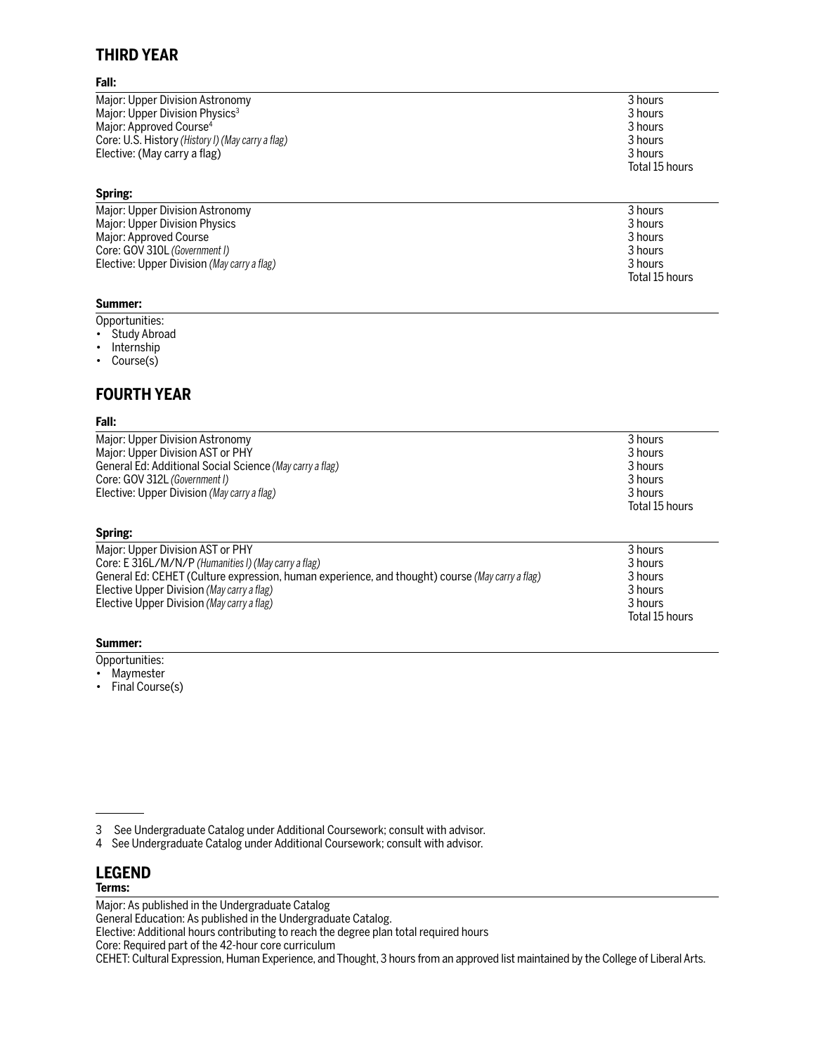## THIRD YEAR

**Fall:**

| | |
|---|---|
| Major: Upper Division Astronomy | 3 hours |
| Major: Upper Division Physics[3] | 3 hours |
| Major: Approved Course[4] | 3 hours |
| Core: U.S. History *(History I) (May carry a flag)* | 3 hours |
| Elective: (May carry a flag) | 3 hours |
| | Total 15 hours |

**Spring:**

| | |
|---|---|
| Major: Upper Division Astronomy | 3 hours |
| Major: Upper Division Physics | 3 hours |
| Major: Approved Course | 3 hours |
| Core: GOV 310L *(Government I)* | 3 hours |
| Elective: Upper Division *(May carry a flag)* | 3 hours |
| | Total 15 hours |

**Summer:**

Opportunities:

- Study Abroad
- Internship
- Course(s)

## FOURTH YEAR

**Fall:**

| | |
|---|---|
| Major: Upper Division Astronomy | 3 hours |
| Major: Upper Division AST or PHY | 3 hours |
| General Ed: Additional Social Science *(May carry a flag)* | 3 hours |
| Core: GOV 312L *(Government I)* | 3 hours |
| Elective: Upper Division *(May carry a flag)* | 3 hours |
| | Total 15 hours |

**Spring:**

| | |
|---|---|
| Major: Upper Division AST or PHY | 3 hours |
| Core: E 316L/M/N/P *(Humanities I) (May carry a flag)* | 3 hours |
| General Ed: CEHET (Culture expression, human experience, and thought) course *(May carry a flag)* | 3 hours |
| Elective Upper Division *(May carry a flag)* | 3 hours |
| Elective Upper Division *(May carry a flag)* | 3 hours |
| | Total 15 hours |

**Summer:**

Opportunities:

- Maymester
- Final Course(s)

---

3 See Undergraduate Catalog under Additional Coursework; consult with advisor.

4 See Undergraduate Catalog under Additional Coursework; consult with advisor.

## LEGEND

**Terms:**

Major: As published in the Undergraduate Catalog

General Education: As published in the Undergraduate Catalog.

Elective: Additional hours contributing to reach the degree plan total required hours

Core: Required part of the 42-hour core curriculum

CEHET: Cultural Expression, Human Experience, and Thought, 3 hours from an approved list maintained by the College of Liberal Arts.